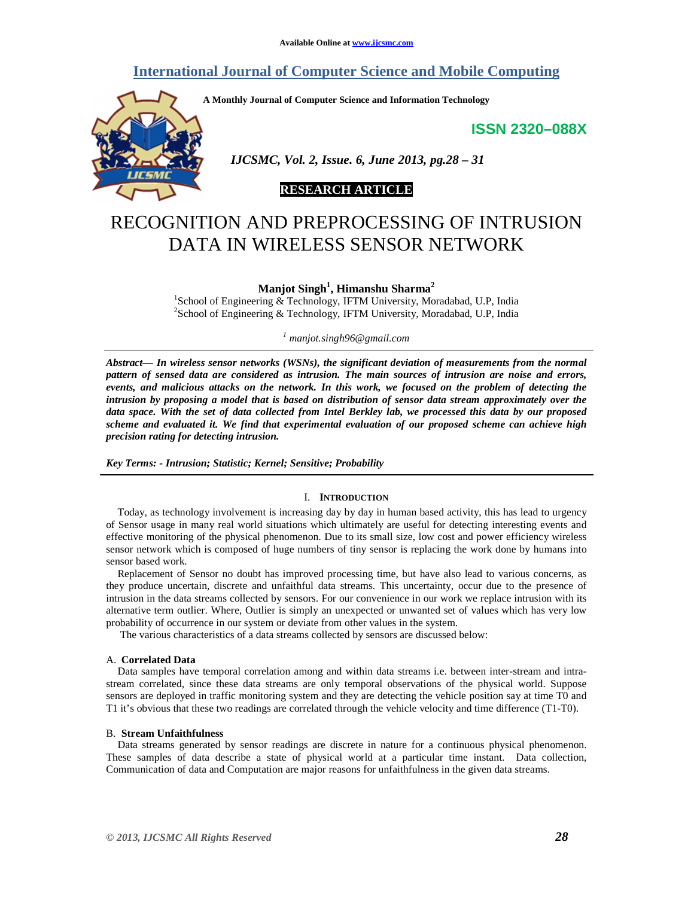# RECOGNITION AND PREPROCESSING OF INTRUSION DATA IN WIRELESS SENSOR NETWORK

**Manjot Singh[1], Himanshu Sharma[2]**

[1]School of Engineering & Technology, IFTM University, Moradabad, U.P, India
[2]School of Engineering & Technology, IFTM University, Moradabad, U.P, India

*[1] manjot.singh96@gmail.com*

***Abstract— In wireless sensor networks (WSNs), the significant deviation of measurements from the normal pattern of sensed data are considered as intrusion. The main sources of intrusion are noise and errors, events, and malicious attacks on the network. In this work, we focused on the problem of detecting the intrusion by proposing a model that is based on distribution of sensor data stream approximately over the data space. With the set of data collected from Intel Berkley lab, we processed this data by our proposed scheme and evaluated it. We find that experimental evaluation of our proposed scheme can achieve high precision rating for detecting intrusion.***

***Key Terms: - Intrusion; Statistic; Kernel; Sensitive; Probability***

## I. INTRODUCTION

Today, as technology involvement is increasing day by day in human based activity, this has lead to urgency of Sensor usage in many real world situations which ultimately are useful for detecting interesting events and effective monitoring of the physical phenomenon. Due to its small size, low cost and power efficiency wireless sensor network which is composed of huge numbers of tiny sensor is replacing the work done by humans into sensor based work.

Replacement of Sensor no doubt has improved processing time, but have also lead to various concerns, as they produce uncertain, discrete and unfaithful data streams. This uncertainty, occur due to the presence of intrusion in the data streams collected by sensors. For our convenience in our work we replace intrusion with its alternative term outlier. Where, Outlier is simply an unexpected or unwanted set of values which has very low probability of occurrence in our system or deviate from other values in the system.

The various characteristics of a data streams collected by sensors are discussed below:

### A. Correlated Data

Data samples have temporal correlation among and within data streams i.e. between inter-stream and intra-stream correlated, since these data streams are only temporal observations of the physical world. Suppose sensors are deployed in traffic monitoring system and they are detecting the vehicle position say at time T0 and T1 it's obvious that these two readings are correlated through the vehicle velocity and time difference (T1-T0).

### B. Stream Unfaithfulness

Data streams generated by sensor readings are discrete in nature for a continuous physical phenomenon. These samples of data describe a state of physical world at a particular time instant. Data collection, Communication of data and Computation are major reasons for unfaithfulness in the given data streams.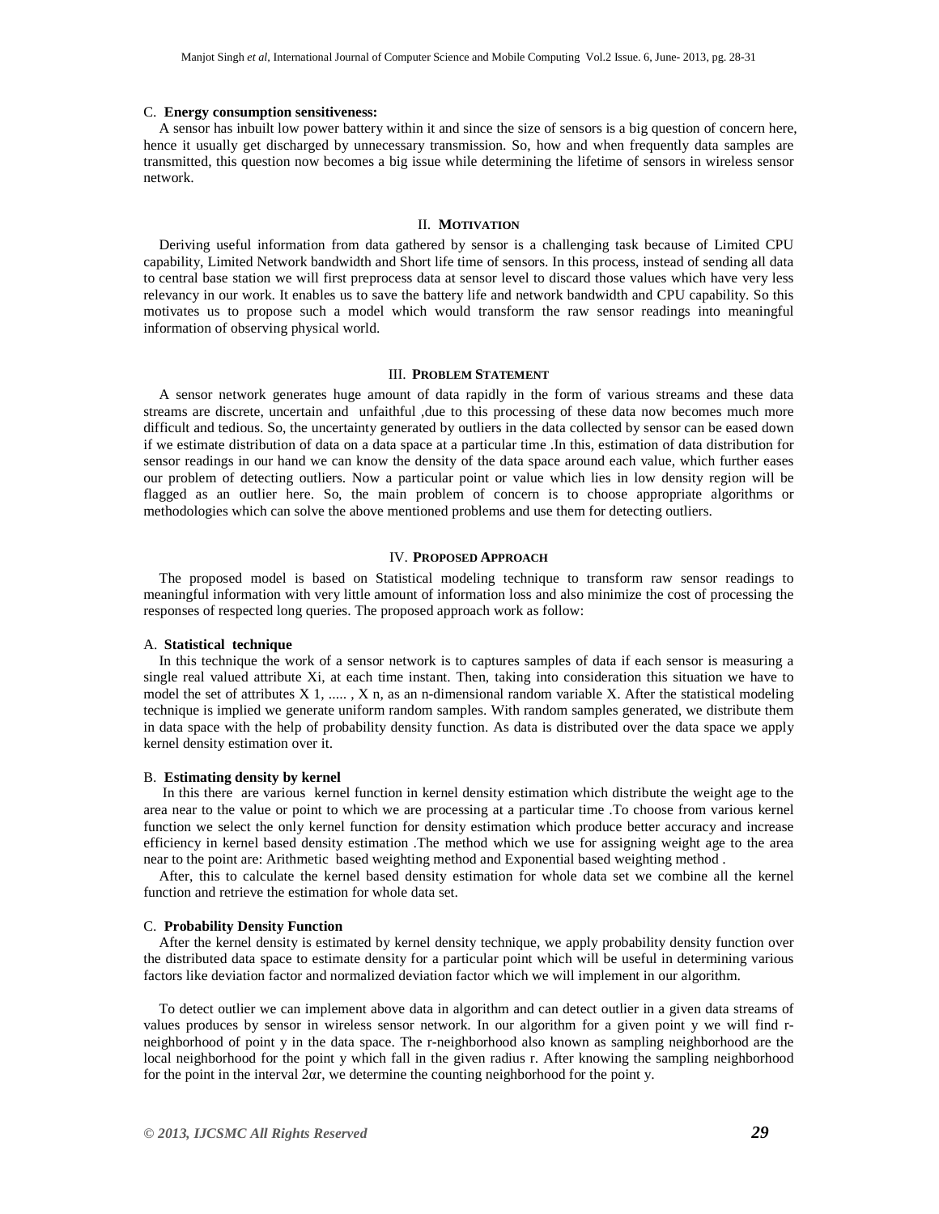### C. **Energy consumption sensitiveness:**

A sensor has inbuilt low power battery within it and since the size of sensors is a big question of concern here, hence it usually get discharged by unnecessary transmission. So, how and when frequently data samples are transmitted, this question now becomes a big issue while determining the lifetime of sensors in wireless sensor network.

## II. MOTIVATION

Deriving useful information from data gathered by sensor is a challenging task because of Limited CPU capability, Limited Network bandwidth and Short life time of sensors. In this process, instead of sending all data to central base station we will first preprocess data at sensor level to discard those values which have very less relevancy in our work. It enables us to save the battery life and network bandwidth and CPU capability. So this motivates us to propose such a model which would transform the raw sensor readings into meaningful information of observing physical world.

## III. PROBLEM STATEMENT

A sensor network generates huge amount of data rapidly in the form of various streams and these data streams are discrete, uncertain and unfaithful ,due to this processing of these data now becomes much more difficult and tedious. So, the uncertainty generated by outliers in the data collected by sensor can be eased down if we estimate distribution of data on a data space at a particular time .In this, estimation of data distribution for sensor readings in our hand we can know the density of the data space around each value, which further eases our problem of detecting outliers. Now a particular point or value which lies in low density region will be flagged as an outlier here. So, the main problem of concern is to choose appropriate algorithms or methodologies which can solve the above mentioned problems and use them for detecting outliers.

## IV. PROPOSED APPROACH

The proposed model is based on Statistical modeling technique to transform raw sensor readings to meaningful information with very little amount of information loss and also minimize the cost of processing the responses of respected long queries. The proposed approach work as follow:

### A. **Statistical technique**

In this technique the work of a sensor network is to captures samples of data if each sensor is measuring a single real valued attribute Xi, at each time instant. Then, taking into consideration this situation we have to model the set of attributes $X_1, \ldots, X_n$, as an n-dimensional random variable X. After the statistical modeling technique is implied we generate uniform random samples. With random samples generated, we distribute them in data space with the help of probability density function. As data is distributed over the data space we apply kernel density estimation over it.

### B. **Estimating density by kernel**

In this there are various kernel function in kernel density estimation which distribute the weight age to the area near to the value or point to which we are processing at a particular time .To choose from various kernel function we select the only kernel function for density estimation which produce better accuracy and increase efficiency in kernel based density estimation .The method which we use for assigning weight age to the area near to the point are: Arithmetic based weighting method and Exponential based weighting method .

After, this to calculate the kernel based density estimation for whole data set we combine all the kernel function and retrieve the estimation for whole data set.

### C. **Probability Density Function**

After the kernel density is estimated by kernel density technique, we apply probability density function over the distributed data space to estimate density for a particular point which will be useful in determining various factors like deviation factor and normalized deviation factor which we will implement in our algorithm.

To detect outlier we can implement above data in algorithm and can detect outlier in a given data streams of values produces by sensor in wireless sensor network. In our algorithm for a given point y we will find r-neighborhood of point y in the data space. The r-neighborhood also known as sampling neighborhood are the local neighborhood for the point y which fall in the given radius r. After knowing the sampling neighborhood for the point in the interval $2\alpha r$, we determine the counting neighborhood for the point y.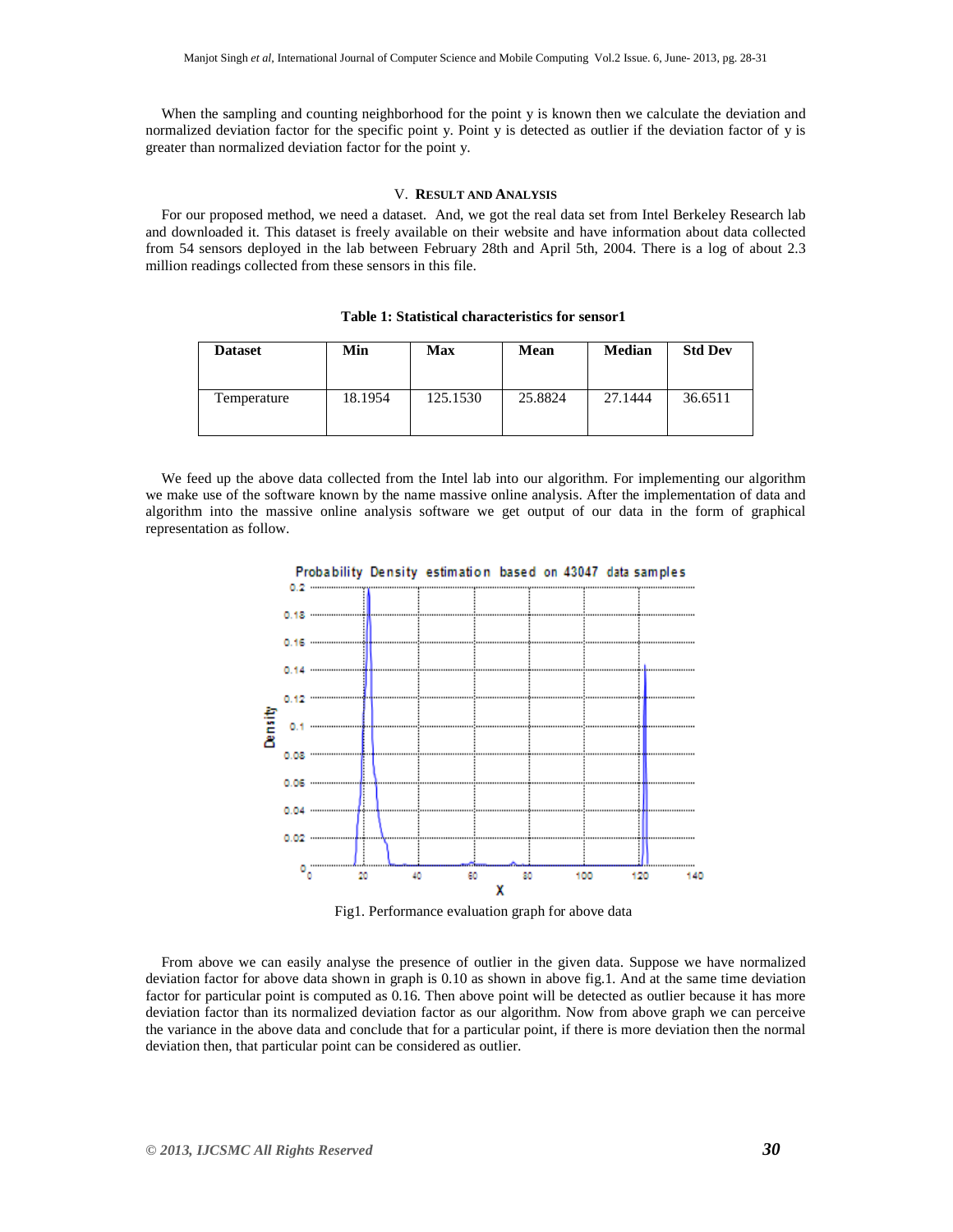When the sampling and counting neighborhood for the point y is known then we calculate the deviation and normalized deviation factor for the specific point y. Point y is detected as outlier if the deviation factor of y is greater than normalized deviation factor for the point y.

## V. RESULT AND ANALYSIS

For our proposed method, we need a dataset. And, we got the real data set from Intel Berkeley Research lab and downloaded it. This dataset is freely available on their website and have information about data collected from 54 sensors deployed in the lab between February 28th and April 5th, 2004. There is a log of about 2.3 million readings collected from these sensors in this file.

**Table 1: Statistical characteristics for sensor1**

| Dataset | Min | Max | Mean | Median | Std Dev |
|---|---|---|---|---|---|
| Temperature | 18.1954 | 125.1530 | 25.8824 | 27.1444 | 36.6511 |

We feed up the above data collected from the Intel lab into our algorithm. For implementing our algorithm we make use of the software known by the name massive online analysis. After the implementation of data and algorithm into the massive online analysis software we get output of our data in the form of graphical representation as follow.

Fig1. Performance evaluation graph for above data

From above we can easily analyse the presence of outlier in the given data. Suppose we have normalized deviation factor for above data shown in graph is 0.10 as shown in above fig.1. And at the same time deviation factor for particular point is computed as 0.16. Then above point will be detected as outlier because it has more deviation factor than its normalized deviation factor as our algorithm. Now from above graph we can perceive the variance in the above data and conclude that for a particular point, if there is more deviation then the normal deviation then, that particular point can be considered as outlier.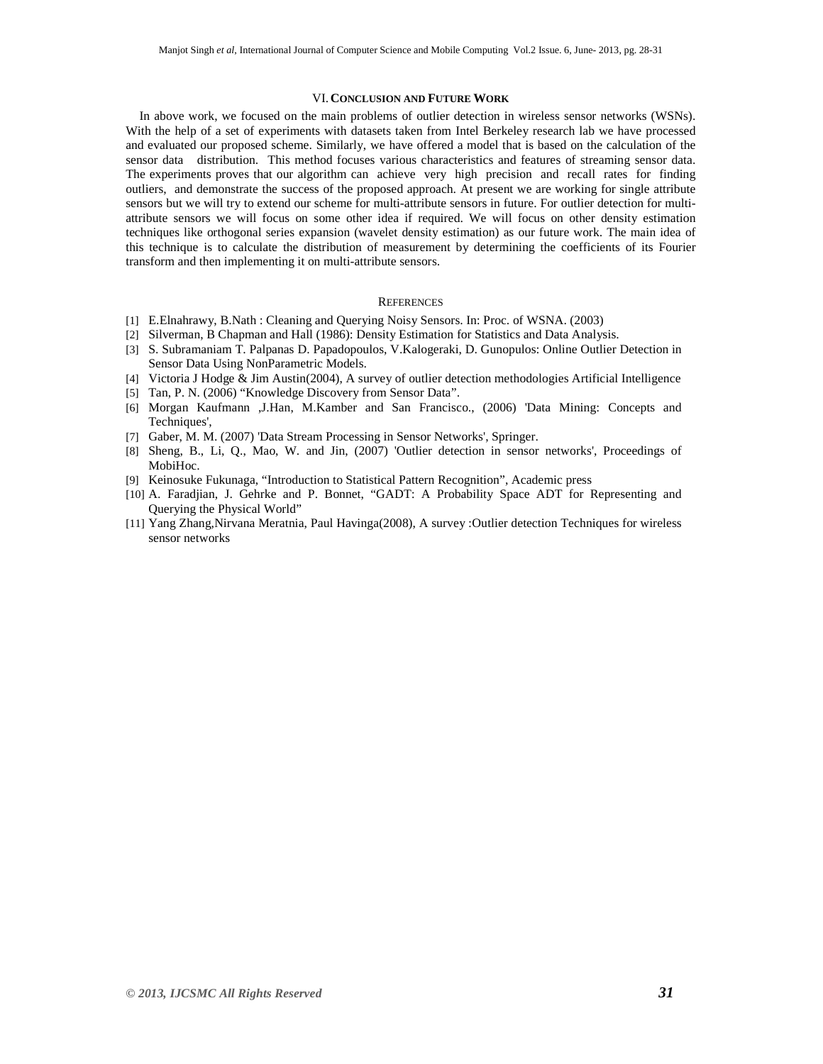## VI. CONCLUSION AND FUTURE WORK

In above work, we focused on the main problems of outlier detection in wireless sensor networks (WSNs). With the help of a set of experiments with datasets taken from Intel Berkeley research lab we have processed and evaluated our proposed scheme. Similarly, we have offered a model that is based on the calculation of the sensor data distribution. This method focuses various characteristics and features of streaming sensor data. The experiments proves that our algorithm can achieve very high precision and recall rates for finding outliers, and demonstrate the success of the proposed approach. At present we are working for single attribute sensors but we will try to extend our scheme for multi-attribute sensors in future. For outlier detection for multi-attribute sensors we will focus on some other idea if required. We will focus on other density estimation techniques like orthogonal series expansion (wavelet density estimation) as our future work. The main idea of this technique is to calculate the distribution of measurement by determining the coefficients of its Fourier transform and then implementing it on multi-attribute sensors.

## REFERENCES

[1] E.Elnahrawy, B.Nath : Cleaning and Querying Noisy Sensors. In: Proc. of WSNA. (2003)

[2] Silverman, B Chapman and Hall (1986): Density Estimation for Statistics and Data Analysis.

[3] S. Subramaniam T. Palpanas D. Papadopoulos, V.Kalogeraki, D. Gunopulos: Online Outlier Detection in Sensor Data Using NonParametric Models.

[4] Victoria J Hodge & Jim Austin(2004), A survey of outlier detection methodologies Artificial Intelligence

[5] Tan, P. N. (2006) "Knowledge Discovery from Sensor Data".

[6] Morgan Kaufmann ,J.Han, M.Kamber and San Francisco., (2006) 'Data Mining: Concepts and Techniques',

[7] Gaber, M. M. (2007) 'Data Stream Processing in Sensor Networks', Springer.

[8] Sheng, B., Li, Q., Mao, W. and Jin, (2007) 'Outlier detection in sensor networks', Proceedings of MobiHoc.

[9] Keinosuke Fukunaga, "Introduction to Statistical Pattern Recognition", Academic press

[10] A. Faradjian, J. Gehrke and P. Bonnet, "GADT: A Probability Space ADT for Representing and Querying the Physical World"

[11] Yang Zhang,Nirvana Meratnia, Paul Havinga(2008), A survey :Outlier detection Techniques for wireless sensor networks